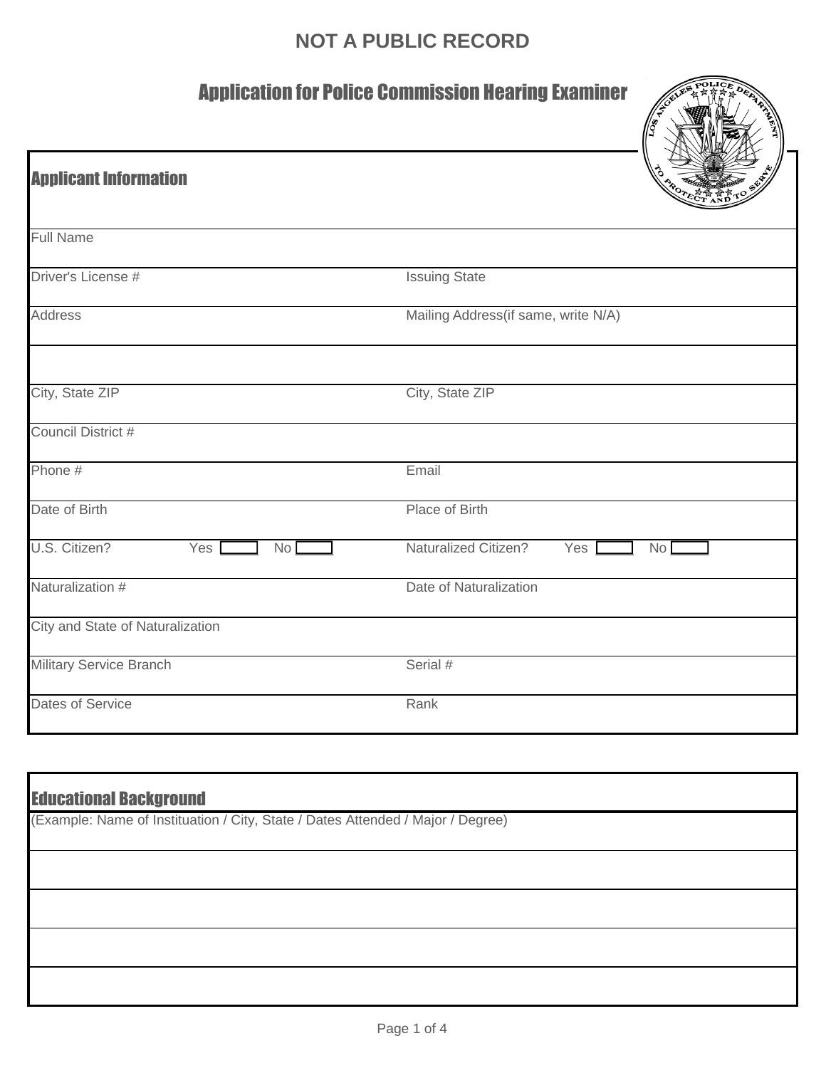**NOT A PUBLIC RECORD**

# Application for Police Commission Hearing Examiner

## Applicant Information

| | |
|---|---|
| Full Name | |
| Driver's License # | Issuing State |
| Address | Mailing Address(if same, write N/A) |
| | |
| City, State ZIP | City, State ZIP |
| Council District # | |
| Phone # | Email |
| Date of Birth | Place of Birth |
| U.S. Citizen? Yes ☐ No ☐ | Naturalized Citizen? Yes ☐ No ☐ |
| Naturalization # | Date of Naturalization |
| City and State of Naturalization | |
| Military Service Branch | Serial # |
| Dates of Service | Rank |

## Educational Background

(Example: Name of Instituation / City, State / Dates Attended / Major / Degree)

| |
|---|
| |
| |
| |
| |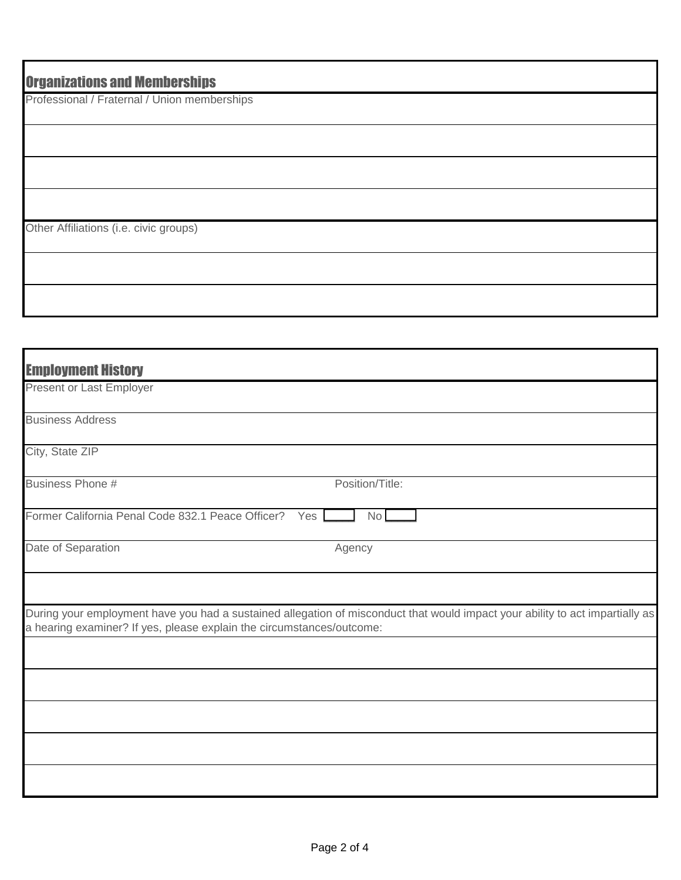## Organizations and Memberships

Professional / Fraternal / Union memberships

Other Affiliations (i.e. civic groups)

## Employment History

Present or Last Employer

Business Address

City, State ZIP

Business Phone # | Position/Title:

Former California Penal Code 832.1 Peace Officer? Yes [ ] No [ ]

Date of Separation | Agency

During your employment have you had a sustained allegation of misconduct that would impact your ability to act impartially as a hearing examiner? If yes, please explain the circumstances/outcome: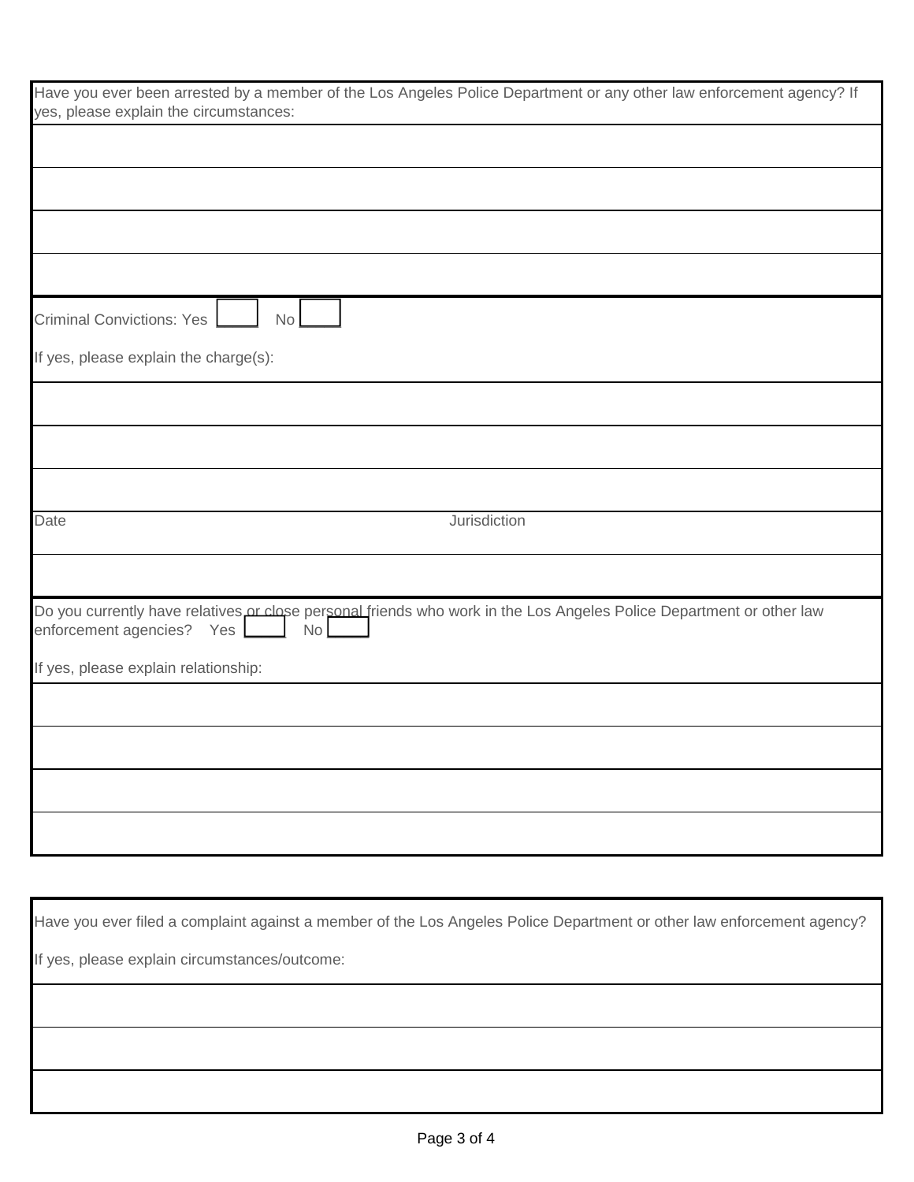Have you ever been arrested by a member of the Los Angeles Police Department or any other law enforcement agency? If yes, please explain the circumstances:

Criminal Convictions: Yes ☐ No ☐

If yes, please explain the charge(s):

| Date | Jurisdiction |
| --- | --- |
| | |

Do you currently have relatives or close personal friends who work in the Los Angeles Police Department or other law enforcement agencies? Yes ☐ No ☐

If yes, please explain relationship:

Have you ever filed a complaint against a member of the Los Angeles Police Department or other law enforcement agency?

If yes, please explain circumstances/outcome: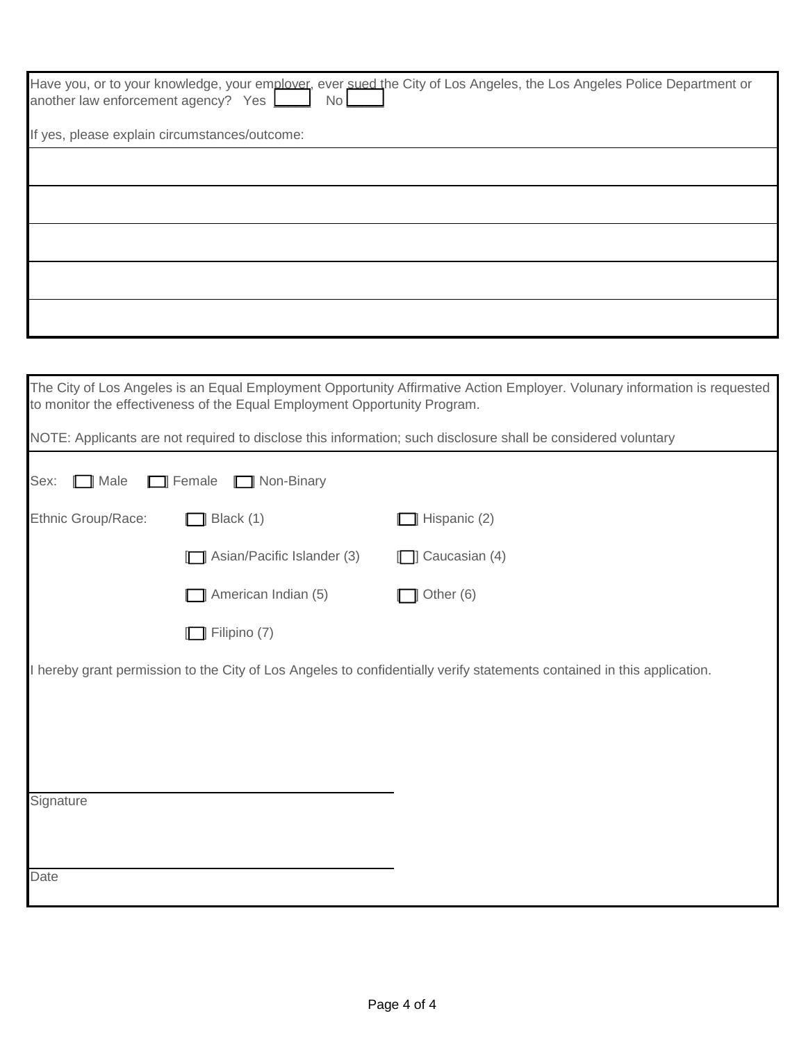Have you, or to your knowledge, your employer, ever sued the City of Los Angeles, the Los Angeles Police Department or another law enforcement agency? Yes [ ] No [ ]

If yes, please explain circumstances/outcome:

The City of Los Angeles is an Equal Employment Opportunity Affirmative Action Employer. Volunary information is requested to monitor the effectiveness of the Equal Employment Opportunity Program.

NOTE: Applicants are not required to disclose this information; such disclosure shall be considered voluntary

Sex: [ ] Male [ ] Female [ ] Non-Binary

Ethnic Group/Race:

- [ ] Black (1)
- [ ] Hispanic (2)
- [ ] Asian/Pacific Islander (3)
- [ ] Caucasian (4)
- [ ] American Indian (5)
- [ ] Other (6)
- [ ] Filipino (7)

I hereby grant permission to the City of Los Angeles to confidentially verify statements contained in this application.

Signature

Date